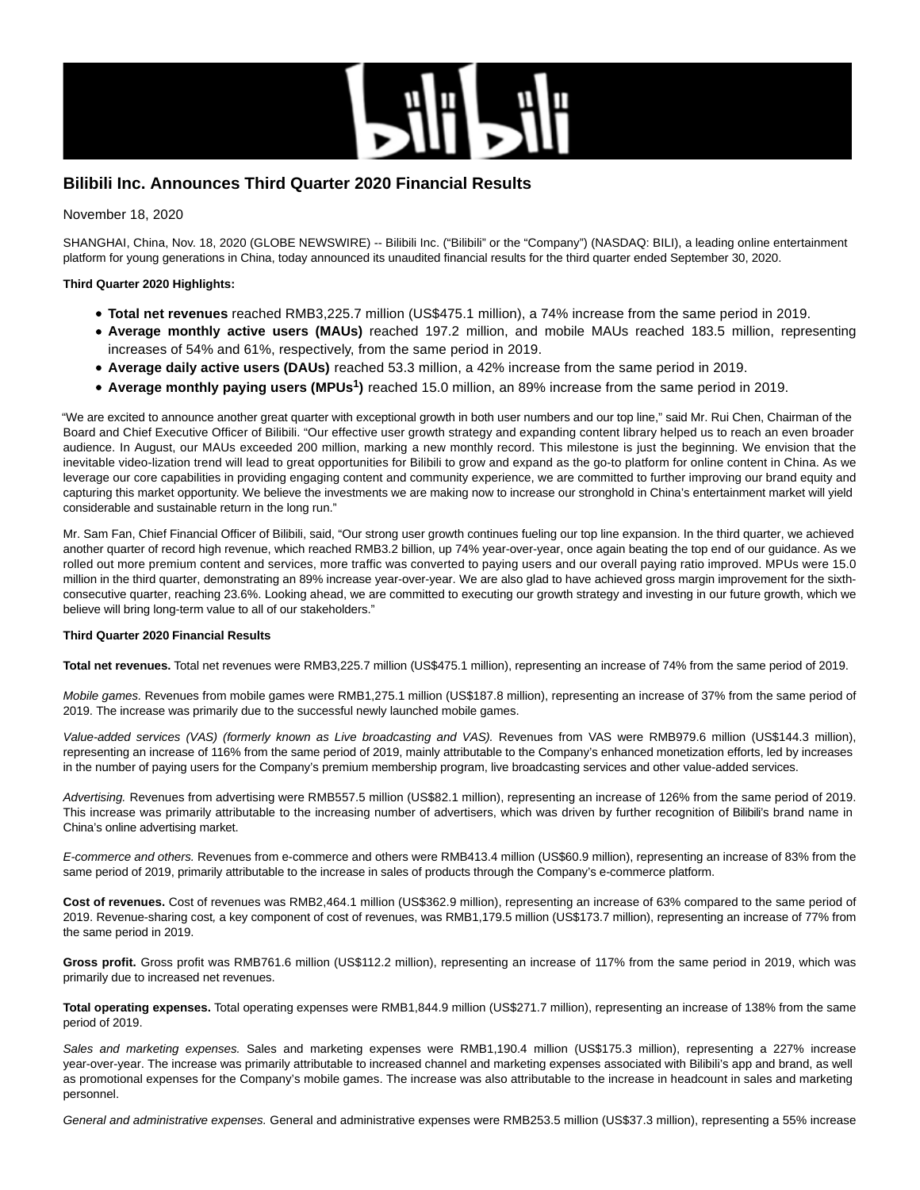# Bilibili Inc. Announces Third Quarter 2020 Financial Results

November 18, 2020

SHANGHAI, China, Nov. 18, 2020 (GLOBE NEWSWIRE) -- Bilibili Inc. ("Bilibili" or the "Company") (NASDAQ: BILI), a leading online entertainment platform for young generations in China, today announced its unaudited financial results for the third quarter ended September 30, 2020.

**Third Quarter 2020 Highlights:**

- **Total net revenues** reached RMB3,225.7 million (US$475.1 million), a 74% increase from the same period in 2019.
- **Average monthly active users (MAUs)** reached 197.2 million, and mobile MAUs reached 183.5 million, representing increases of 54% and 61%, respectively, from the same period in 2019.
- **Average daily active users (DAUs)** reached 53.3 million, a 42% increase from the same period in 2019.
- **Average monthly paying users (MPUs[1])** reached 15.0 million, an 89% increase from the same period in 2019.

"We are excited to announce another great quarter with exceptional growth in both user numbers and our top line," said Mr. Rui Chen, Chairman of the Board and Chief Executive Officer of Bilibili. "Our effective user growth strategy and expanding content library helped us to reach an even broader audience. In August, our MAUs exceeded 200 million, marking a new monthly record. This milestone is just the beginning. We envision that the inevitable video-lization trend will lead to great opportunities for Bilibili to grow and expand as the go-to platform for online content in China. As we leverage our core capabilities in providing engaging content and community experience, we are committed to further improving our brand equity and capturing this market opportunity. We believe the investments we are making now to increase our stronghold in China's entertainment market will yield considerable and sustainable return in the long run."

Mr. Sam Fan, Chief Financial Officer of Bilibili, said, "Our strong user growth continues fueling our top line expansion. In the third quarter, we achieved another quarter of record high revenue, which reached RMB3.2 billion, up 74% year-over-year, once again beating the top end of our guidance. As we rolled out more premium content and services, more traffic was converted to paying users and our overall paying ratio improved. MPUs were 15.0 million in the third quarter, demonstrating an 89% increase year-over-year. We are also glad to have achieved gross margin improvement for the sixth-consecutive quarter, reaching 23.6%. Looking ahead, we are committed to executing our growth strategy and investing in our future growth, which we believe will bring long-term value to all of our stakeholders."

**Third Quarter 2020 Financial Results**

**Total net revenues.** Total net revenues were RMB3,225.7 million (US$475.1 million), representing an increase of 74% from the same period of 2019.

*Mobile games.* Revenues from mobile games were RMB1,275.1 million (US$187.8 million), representing an increase of 37% from the same period of 2019. The increase was primarily due to the successful newly launched mobile games.

*Value-added services (VAS) (formerly known as Live broadcasting and VAS).* Revenues from VAS were RMB979.6 million (US$144.3 million), representing an increase of 116% from the same period of 2019, mainly attributable to the Company's enhanced monetization efforts, led by increases in the number of paying users for the Company's premium membership program, live broadcasting services and other value-added services.

*Advertising.* Revenues from advertising were RMB557.5 million (US$82.1 million), representing an increase of 126% from the same period of 2019. This increase was primarily attributable to the increasing number of advertisers, which was driven by further recognition of Bilibili's brand name in China's online advertising market.

*E-commerce and others.* Revenues from e-commerce and others were RMB413.4 million (US$60.9 million), representing an increase of 83% from the same period of 2019, primarily attributable to the increase in sales of products through the Company's e-commerce platform.

**Cost of revenues.** Cost of revenues was RMB2,464.1 million (US$362.9 million), representing an increase of 63% compared to the same period of 2019. Revenue-sharing cost*,* a key component of cost of revenues, was RMB1,179.5 million (US$173.7 million), representing an increase of 77% from the same period in 2019.

**Gross profit.** Gross profit was RMB761.6 million (US$112.2 million), representing an increase of 117% from the same period in 2019, which was primarily due to increased net revenues.

**Total operating expenses.** Total operating expenses were RMB1,844.9 million (US$271.7 million), representing an increase of 138% from the same period of 2019.

*Sales and marketing expenses.* Sales and marketing expenses were RMB1,190.4 million (US$175.3 million), representing a 227% increase year-over-year. The increase was primarily attributable to increased channel and marketing expenses associated with Bilibili's app and brand, as well as promotional expenses for the Company's mobile games. The increase was also attributable to the increase in headcount in sales and marketing personnel.

*General and administrative expenses.* General and administrative expenses were RMB253.5 million (US$37.3 million), representing a 55% increase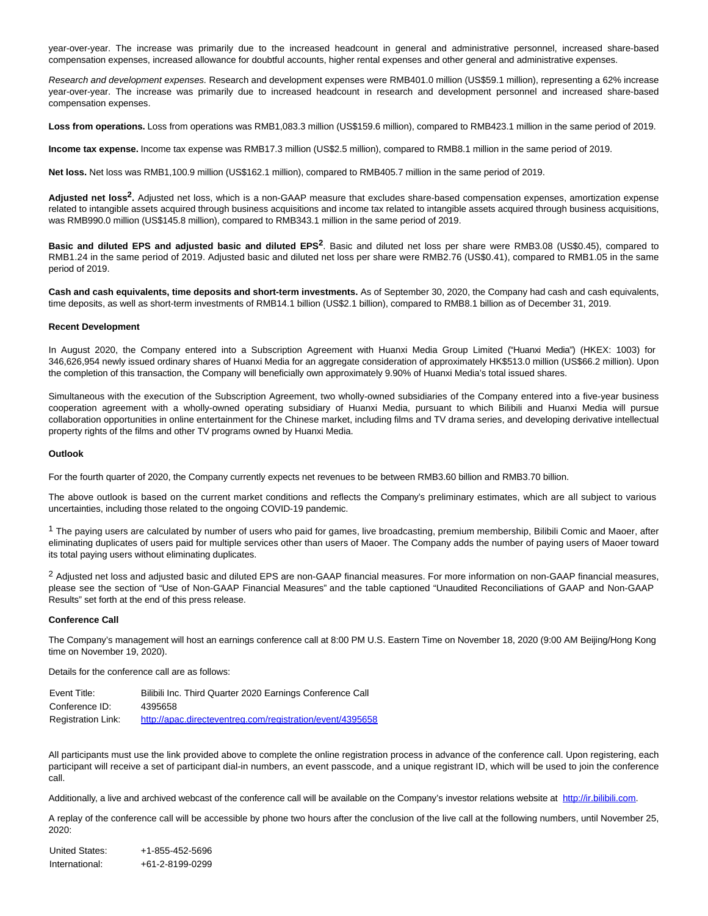year-over-year. The increase was primarily due to the increased headcount in general and administrative personnel, increased share-based compensation expenses, increased allowance for doubtful accounts, higher rental expenses and other general and administrative expenses.

*Research and development expenses.* Research and development expenses were RMB401.0 million (US$59.1 million), representing a 62% increase year-over-year. The increase was primarily due to increased headcount in research and development personnel and increased share-based compensation expenses.

**Loss from operations.** Loss from operations was RMB1,083.3 million (US$159.6 million), compared to RMB423.1 million in the same period of 2019.

**Income tax expense.** Income tax expense was RMB17.3 million (US$2.5 million), compared to RMB8.1 million in the same period of 2019.

**Net loss.** Net loss was RMB1,100.9 million (US$162.1 million), compared to RMB405.7 million in the same period of 2019.

**Adjusted net loss[2].** Adjusted net loss, which is a non-GAAP measure that excludes share-based compensation expenses, amortization expense related to intangible assets acquired through business acquisitions and income tax related to intangible assets acquired through business acquisitions, was RMB990.0 million (US$145.8 million), compared to RMB343.1 million in the same period of 2019.

**Basic and diluted EPS and adjusted basic and diluted EPS[2]**. Basic and diluted net loss per share were RMB3.08 (US$0.45), compared to RMB1.24 in the same period of 2019. Adjusted basic and diluted net loss per share were RMB2.76 (US$0.41), compared to RMB1.05 in the same period of 2019.

**Cash and cash equivalents, time deposits and short-term investments.** As of September 30, 2020, the Company had cash and cash equivalents, time deposits, as well as short-term investments of RMB14.1 billion (US$2.1 billion), compared to RMB8.1 billion as of December 31, 2019.

**Recent Development**

In August 2020, the Company entered into a Subscription Agreement with Huanxi Media Group Limited ("Huanxi Media") (HKEX: 1003) for 346,626,954 newly issued ordinary shares of Huanxi Media for an aggregate consideration of approximately HK$513.0 million (US$66.2 million). Upon the completion of this transaction, the Company will beneficially own approximately 9.90% of Huanxi Media's total issued shares.

Simultaneous with the execution of the Subscription Agreement, two wholly-owned subsidiaries of the Company entered into a five-year business cooperation agreement with a wholly-owned operating subsidiary of Huanxi Media, pursuant to which Bilibili and Huanxi Media will pursue collaboration opportunities in online entertainment for the Chinese market, including films and TV drama series, and developing derivative intellectual property rights of the films and other TV programs owned by Huanxi Media.

**Outlook**

For the fourth quarter of 2020, the Company currently expects net revenues to be between RMB3.60 billion and RMB3.70 billion.

The above outlook is based on the current market conditions and reflects the Company's preliminary estimates, which are all subject to various uncertainties, including those related to the ongoing COVID-19 pandemic.

[1] The paying users are calculated by number of users who paid for games, live broadcasting, premium membership, Bilibili Comic and Maoer, after eliminating duplicates of users paid for multiple services other than users of Maoer. The Company adds the number of paying users of Maoer toward its total paying users without eliminating duplicates.

[2] Adjusted net loss and adjusted basic and diluted EPS are non-GAAP financial measures. For more information on non-GAAP financial measures, please see the section of "Use of Non-GAAP Financial Measures" and the table captioned "Unaudited Reconciliations of GAAP and Non-GAAP Results" set forth at the end of this press release.

**Conference Call**

The Company's management will host an earnings conference call at 8:00 PM U.S. Eastern Time on November 18, 2020 (9:00 AM Beijing/Hong Kong time on November 19, 2020).

Details for the conference call are as follows:

| | |
|---|---|
| Event Title: | Bilibili Inc. Third Quarter 2020 Earnings Conference Call |
| Conference ID: | 4395658 |
| Registration Link: | http://apac.directeventreg.com/registration/event/4395658 |

All participants must use the link provided above to complete the online registration process in advance of the conference call. Upon registering, each participant will receive a set of participant dial-in numbers, an event passcode, and a unique registrant ID, which will be used to join the conference call.

Additionally, a live and archived webcast of the conference call will be available on the Company's investor relations website at http://ir.bilibili.com.

A replay of the conference call will be accessible by phone two hours after the conclusion of the live call at the following numbers, until November 25, 2020:

| | |
|---|---|
| United States: | +1-855-452-5696 |
| International: | +61-2-8199-0299 |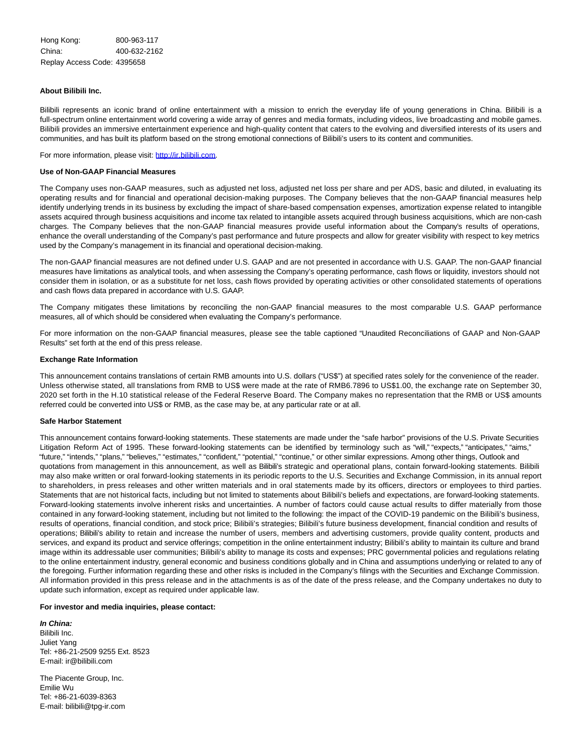| | |
|---|---|
| Hong Kong: | 800-963-117 |
| China: | 400-632-2162 |
| Replay Access Code: | 4395658 |

**About Bilibili Inc.**

Bilibili represents an iconic brand of online entertainment with a mission to enrich the everyday life of young generations in China. Bilibili is a full-spectrum online entertainment world covering a wide array of genres and media formats, including videos, live broadcasting and mobile games. Bilibili provides an immersive entertainment experience and high-quality content that caters to the evolving and diversified interests of its users and communities, and has built its platform based on the strong emotional connections of Bilibili's users to its content and communities.

For more information, please visit: http://ir.bilibili.com.

**Use of Non-GAAP Financial Measures**

The Company uses non-GAAP measures, such as adjusted net loss, adjusted net loss per share and per ADS, basic and diluted, in evaluating its operating results and for financial and operational decision-making purposes. The Company believes that the non-GAAP financial measures help identify underlying trends in its business by excluding the impact of share-based compensation expenses, amortization expense related to intangible assets acquired through business acquisitions and income tax related to intangible assets acquired through business acquisitions, which are non-cash charges. The Company believes that the non-GAAP financial measures provide useful information about the Company's results of operations, enhance the overall understanding of the Company's past performance and future prospects and allow for greater visibility with respect to key metrics used by the Company's management in its financial and operational decision-making.

The non-GAAP financial measures are not defined under U.S. GAAP and are not presented in accordance with U.S. GAAP. The non-GAAP financial measures have limitations as analytical tools, and when assessing the Company's operating performance, cash flows or liquidity, investors should not consider them in isolation, or as a substitute for net loss, cash flows provided by operating activities or other consolidated statements of operations and cash flows data prepared in accordance with U.S. GAAP.

The Company mitigates these limitations by reconciling the non-GAAP financial measures to the most comparable U.S. GAAP performance measures, all of which should be considered when evaluating the Company's performance.

For more information on the non-GAAP financial measures, please see the table captioned "Unaudited Reconciliations of GAAP and Non-GAAP Results" set forth at the end of this press release.

**Exchange Rate Information**

This announcement contains translations of certain RMB amounts into U.S. dollars ("US$") at specified rates solely for the convenience of the reader. Unless otherwise stated, all translations from RMB to US$ were made at the rate of RMB6.7896 to US$1.00, the exchange rate on September 30, 2020 set forth in the H.10 statistical release of the Federal Reserve Board. The Company makes no representation that the RMB or US$ amounts referred could be converted into US$ or RMB, as the case may be, at any particular rate or at all.

**Safe Harbor Statement**

This announcement contains forward-looking statements. These statements are made under the "safe harbor" provisions of the U.S. Private Securities Litigation Reform Act of 1995. These forward-looking statements can be identified by terminology such as "will," "expects," "anticipates," "aims," "future," "intends," "plans," "believes," "estimates," "confident," "potential," "continue," or other similar expressions. Among other things, Outlook and quotations from management in this announcement, as well as Bilibili's strategic and operational plans, contain forward-looking statements. Bilibili may also make written or oral forward-looking statements in its periodic reports to the U.S. Securities and Exchange Commission, in its annual report to shareholders, in press releases and other written materials and in oral statements made by its officers, directors or employees to third parties. Statements that are not historical facts, including but not limited to statements about Bilibili's beliefs and expectations, are forward-looking statements. Forward-looking statements involve inherent risks and uncertainties. A number of factors could cause actual results to differ materially from those contained in any forward-looking statement, including but not limited to the following: the impact of the COVID-19 pandemic on the Bilibili's business, results of operations, financial condition, and stock price; Bilibili's strategies; Bilibili's future business development, financial condition and results of operations; Bilibili's ability to retain and increase the number of users, members and advertising customers, provide quality content, products and services, and expand its product and service offerings; competition in the online entertainment industry; Bilibili's ability to maintain its culture and brand image within its addressable user communities; Bilibili's ability to manage its costs and expenses; PRC governmental policies and regulations relating to the online entertainment industry, general economic and business conditions globally and in China and assumptions underlying or related to any of the foregoing. Further information regarding these and other risks is included in the Company's filings with the Securities and Exchange Commission. All information provided in this press release and in the attachments is as of the date of the press release, and the Company undertakes no duty to update such information, except as required under applicable law.

**For investor and media inquiries, please contact:**

***In China:***
Bilibili Inc.
Juliet Yang
Tel: +86-21-2509 9255 Ext. 8523
E-mail: ir@bilibili.com

The Piacente Group, Inc.
Emilie Wu
Tel: +86-21-6039-8363
E-mail: bilibili@tpg-ir.com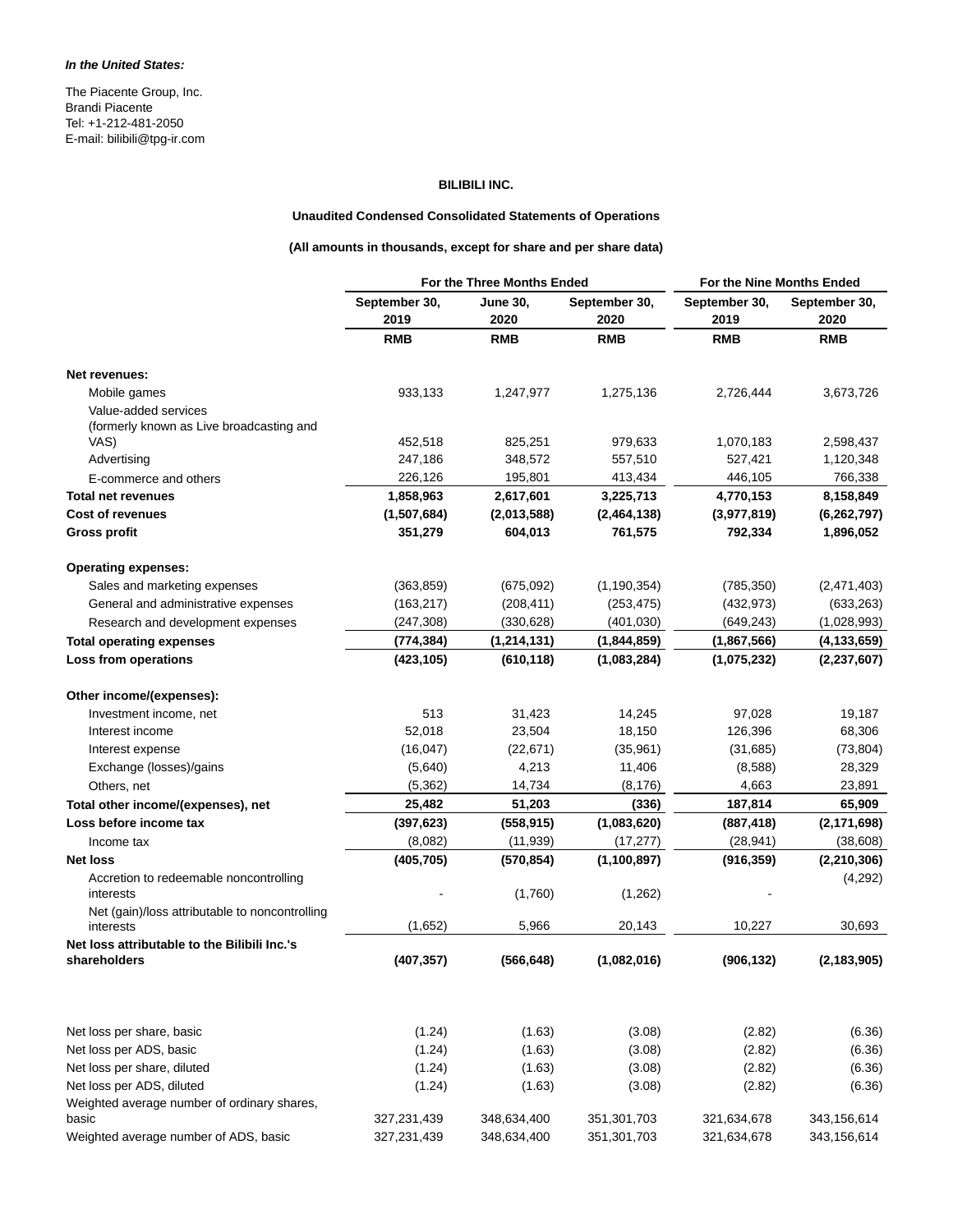***In the United States:***

The Piacente Group, Inc.
Brandi Piacente
Tel: +1-212-481-2050
E-mail: bilibili@tpg-ir.com

**BILIBILI INC.**

**Unaudited Condensed Consolidated Statements of Operations**

**(All amounts in thousands, except for share and per share data)**

| | For the Three Months Ended | | | For the Nine Months Ended | |
|---|---|---|---|---|---|
| | September 30, 2019 | June 30, 2020 | September 30, 2020 | September 30, 2019 | September 30, 2020 |
| | RMB | RMB | RMB | RMB | RMB |
| **Net revenues:** | | | | | |
| Mobile games | 933,133 | 1,247,977 | 1,275,136 | 2,726,444 | 3,673,726 |
| Value-added services (formerly known as Live broadcasting and VAS) | 452,518 | 825,251 | 979,633 | 1,070,183 | 2,598,437 |
| Advertising | 247,186 | 348,572 | 557,510 | 527,421 | 1,120,348 |
| E-commerce and others | 226,126 | 195,801 | 413,434 | 446,105 | 766,338 |
| **Total net revenues** | **1,858,963** | **2,617,601** | **3,225,713** | **4,770,153** | **8,158,849** |
| **Cost of revenues** | **(1,507,684)** | **(2,013,588)** | **(2,464,138)** | **(3,977,819)** | **(6,262,797)** |
| **Gross profit** | **351,279** | **604,013** | **761,575** | **792,334** | **1,896,052** |
| **Operating expenses:** | | | | | |
| Sales and marketing expenses | (363,859) | (675,092) | (1,190,354) | (785,350) | (2,471,403) |
| General and administrative expenses | (163,217) | (208,411) | (253,475) | (432,973) | (633,263) |
| Research and development expenses | (247,308) | (330,628) | (401,030) | (649,243) | (1,028,993) |
| **Total operating expenses** | **(774,384)** | **(1,214,131)** | **(1,844,859)** | **(1,867,566)** | **(4,133,659)** |
| **Loss from operations** | **(423,105)** | **(610,118)** | **(1,083,284)** | **(1,075,232)** | **(2,237,607)** |
| **Other income/(expenses):** | | | | | |
| Investment income, net | 513 | 31,423 | 14,245 | 97,028 | 19,187 |
| Interest income | 52,018 | 23,504 | 18,150 | 126,396 | 68,306 |
| Interest expense | (16,047) | (22,671) | (35,961) | (31,685) | (73,804) |
| Exchange (losses)/gains | (5,640) | 4,213 | 11,406 | (8,588) | 28,329 |
| Others, net | (5,362) | 14,734 | (8,176) | 4,663 | 23,891 |
| **Total other income/(expenses), net** | **25,482** | **51,203** | **(336)** | **187,814** | **65,909** |
| **Loss before income tax** | **(397,623)** | **(558,915)** | **(1,083,620)** | **(887,418)** | **(2,171,698)** |
| Income tax | (8,082) | (11,939) | (17,277) | (28,941) | (38,608) |
| **Net loss** | **(405,705)** | **(570,854)** | **(1,100,897)** | **(916,359)** | **(2,210,306)** |
| Accretion to redeemable noncontrolling interests | - | (1,760) | (1,262) | - | (4,292) |
| Net (gain)/loss attributable to noncontrolling interests | (1,652) | 5,966 | 20,143 | 10,227 | 30,693 |
| **Net loss attributable to the Bilibili Inc.'s shareholders** | **(407,357)** | **(566,648)** | **(1,082,016)** | **(906,132)** | **(2,183,905)** |
| Net loss per share, basic | (1.24) | (1.63) | (3.08) | (2.82) | (6.36) |
| Net loss per ADS, basic | (1.24) | (1.63) | (3.08) | (2.82) | (6.36) |
| Net loss per share, diluted | (1.24) | (1.63) | (3.08) | (2.82) | (6.36) |
| Net loss per ADS, diluted | (1.24) | (1.63) | (3.08) | (2.82) | (6.36) |
| Weighted average number of ordinary shares, basic | 327,231,439 | 348,634,400 | 351,301,703 | 321,634,678 | 343,156,614 |
| Weighted average number of ADS, basic | 327,231,439 | 348,634,400 | 351,301,703 | 321,634,678 | 343,156,614 |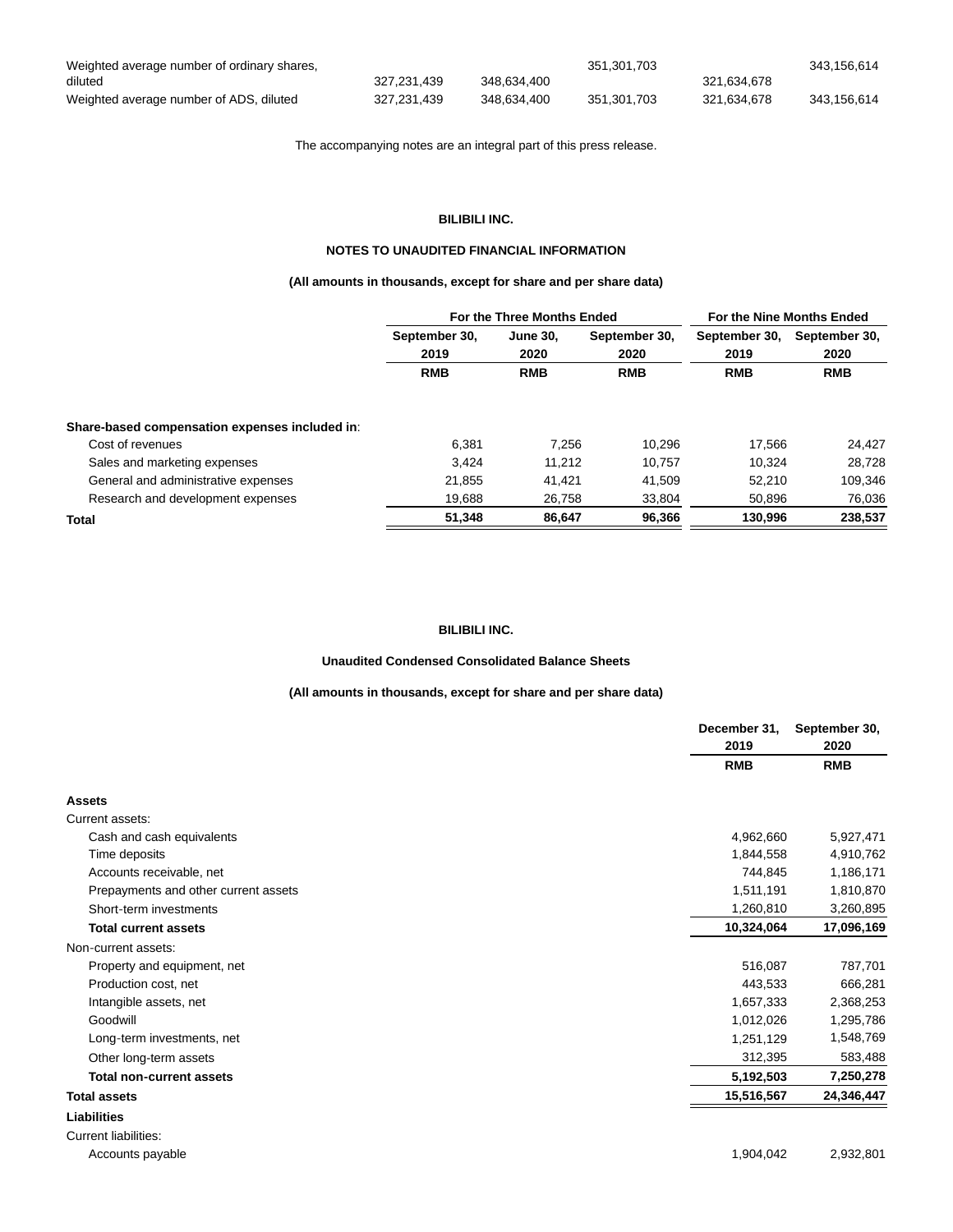| | | | | | |
|---|---|---|---|---|---|
| Weighted average number of ordinary shares, diluted | 327,231,439 | 348,634,400 | 351,301,703 | 321,634,678 | 343,156,614 |
| Weighted average number of ADS, diluted | 327,231,439 | 348,634,400 | 351,301,703 | 321,634,678 | 343,156,614 |

The accompanying notes are an integral part of this press release.

**BILIBILI INC.**

**NOTES TO UNAUDITED FINANCIAL INFORMATION**

**(All amounts in thousands, except for share and per share data)**

| | For the Three Months Ended | | | For the Nine Months Ended | |
|---|---|---|---|---|---|
| | September 30, 2019 | June 30, 2020 | September 30, 2020 | September 30, 2019 | September 30, 2020 |
| | RMB | RMB | RMB | RMB | RMB |
| **Share-based compensation expenses included in**: | | | | | |
| Cost of revenues | 6,381 | 7,256 | 10,296 | 17,566 | 24,427 |
| Sales and marketing expenses | 3,424 | 11,212 | 10,757 | 10,324 | 28,728 |
| General and administrative expenses | 21,855 | 41,421 | 41,509 | 52,210 | 109,346 |
| Research and development expenses | 19,688 | 26,758 | 33,804 | 50,896 | 76,036 |
| **Total** | **51,348** | **86,647** | **96,366** | **130,996** | **238,537** |

**BILIBILI INC.**

**Unaudited Condensed Consolidated Balance Sheets**

**(All amounts in thousands, except for share and per share data)**

| | December 31, 2019 | September 30, 2020 |
|---|---|---|
| | RMB | RMB |
| **Assets** | | |
| Current assets: | | |
| Cash and cash equivalents | 4,962,660 | 5,927,471 |
| Time deposits | 1,844,558 | 4,910,762 |
| Accounts receivable, net | 744,845 | 1,186,171 |
| Prepayments and other current assets | 1,511,191 | 1,810,870 |
| Short-term investments | 1,260,810 | 3,260,895 |
| **Total current assets** | **10,324,064** | **17,096,169** |
| Non-current assets: | | |
| Property and equipment, net | 516,087 | 787,701 |
| Production cost, net | 443,533 | 666,281 |
| Intangible assets, net | 1,657,333 | 2,368,253 |
| Goodwill | 1,012,026 | 1,295,786 |
| Long-term investments, net | 1,251,129 | 1,548,769 |
| Other long-term assets | 312,395 | 583,488 |
| **Total non-current assets** | **5,192,503** | **7,250,278** |
| **Total assets** | **15,516,567** | **24,346,447** |
| **Liabilities** | | |
| Current liabilities: | | |
| Accounts payable | 1,904,042 | 2,932,801 |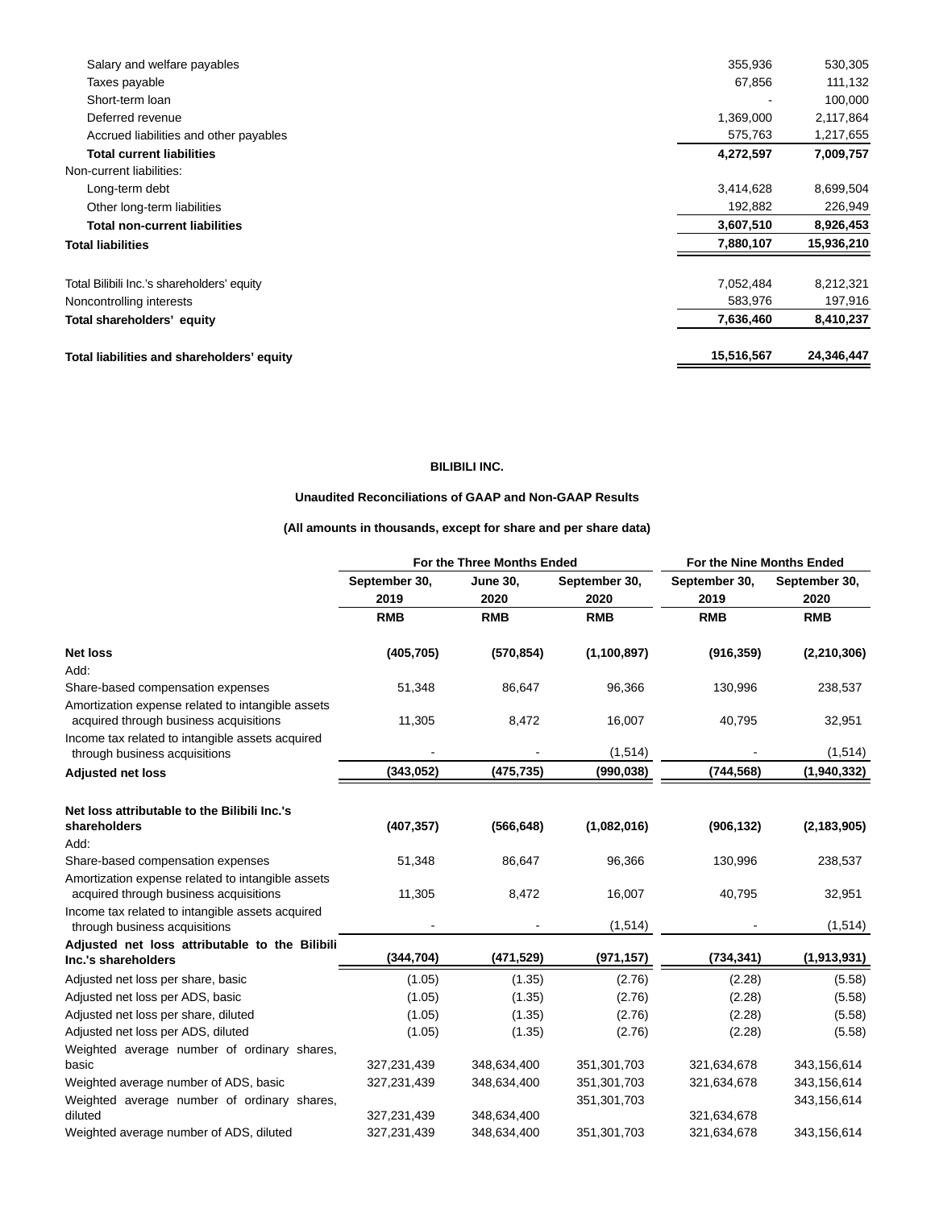| | | |
|---|---|---|
| Salary and welfare payables | 355,936 | 530,305 |
| Taxes payable | 67,856 | 111,132 |
| Short-term loan | - | 100,000 |
| Deferred revenue | 1,369,000 | 2,117,864 |
| Accrued liabilities and other payables | 575,763 | 1,217,655 |
| **Total current liabilities** | **4,272,597** | **7,009,757** |
| Non-current liabilities: | | |
| Long-term debt | 3,414,628 | 8,699,504 |
| Other long-term liabilities | 192,882 | 226,949 |
| **Total non-current liabilities** | **3,607,510** | **8,926,453** |
| **Total liabilities** | **7,880,107** | **15,936,210** |
| Total Bilibili Inc.'s shareholders' equity | 7,052,484 | 8,212,321 |
| Noncontrolling interests | 583,976 | 197,916 |
| **Total shareholders' equity** | **7,636,460** | **8,410,237** |
| **Total liabilities and shareholders' equity** | **15,516,567** | **24,346,447** |

**BILIBILI INC.**

**Unaudited Reconciliations of GAAP and Non-GAAP Results**

**(All amounts in thousands, except for share and per share data)**

| | **For the Three Months Ended** | | | **For the Nine Months Ended** | |
|---|---|---|---|---|---|
| | **September 30, 2019** | **June 30, 2020** | **September 30, 2020** | **September 30, 2019** | **September 30, 2020** |
| | **RMB** | **RMB** | **RMB** | **RMB** | **RMB** |
| **Net loss** | **(405,705)** | **(570,854)** | **(1,100,897)** | **(916,359)** | **(2,210,306)** |
| Add: | | | | | |
| Share-based compensation expenses | 51,348 | 86,647 | 96,366 | 130,996 | 238,537 |
| Amortization expense related to intangible assets acquired through business acquisitions | 11,305 | 8,472 | 16,007 | 40,795 | 32,951 |
| Income tax related to intangible assets acquired through business acquisitions | - | - | (1,514) | - | (1,514) |
| **Adjusted net loss** | **(343,052)** | **(475,735)** | **(990,038)** | **(744,568)** | **(1,940,332)** |
| **Net loss attributable to the Bilibili Inc.'s shareholders** | **(407,357)** | **(566,648)** | **(1,082,016)** | **(906,132)** | **(2,183,905)** |
| Add: | | | | | |
| Share-based compensation expenses | 51,348 | 86,647 | 96,366 | 130,996 | 238,537 |
| Amortization expense related to intangible assets acquired through business acquisitions | 11,305 | 8,472 | 16,007 | 40,795 | 32,951 |
| Income tax related to intangible assets acquired through business acquisitions | - | - | (1,514) | - | (1,514) |
| **Adjusted net loss attributable to the Bilibili Inc.'s shareholders** | **(344,704)** | **(471,529)** | **(971,157)** | **(734,341)** | **(1,913,931)** |
| Adjusted net loss per share, basic | (1.05) | (1.35) | (2.76) | (2.28) | (5.58) |
| Adjusted net loss per ADS, basic | (1.05) | (1.35) | (2.76) | (2.28) | (5.58) |
| Adjusted net loss per share, diluted | (1.05) | (1.35) | (2.76) | (2.28) | (5.58) |
| Adjusted net loss per ADS, diluted | (1.05) | (1.35) | (2.76) | (2.28) | (5.58) |
| Weighted average number of ordinary shares, basic | 327,231,439 | 348,634,400 | 351,301,703 | 321,634,678 | 343,156,614 |
| Weighted average number of ADS, basic | 327,231,439 | 348,634,400 | 351,301,703 | 321,634,678 | 343,156,614 |
| Weighted average number of ordinary shares, diluted | 327,231,439 | 348,634,400 | 351,301,703 | 321,634,678 | 343,156,614 |
| Weighted average number of ADS, diluted | 327,231,439 | 348,634,400 | 351,301,703 | 321,634,678 | 343,156,614 |